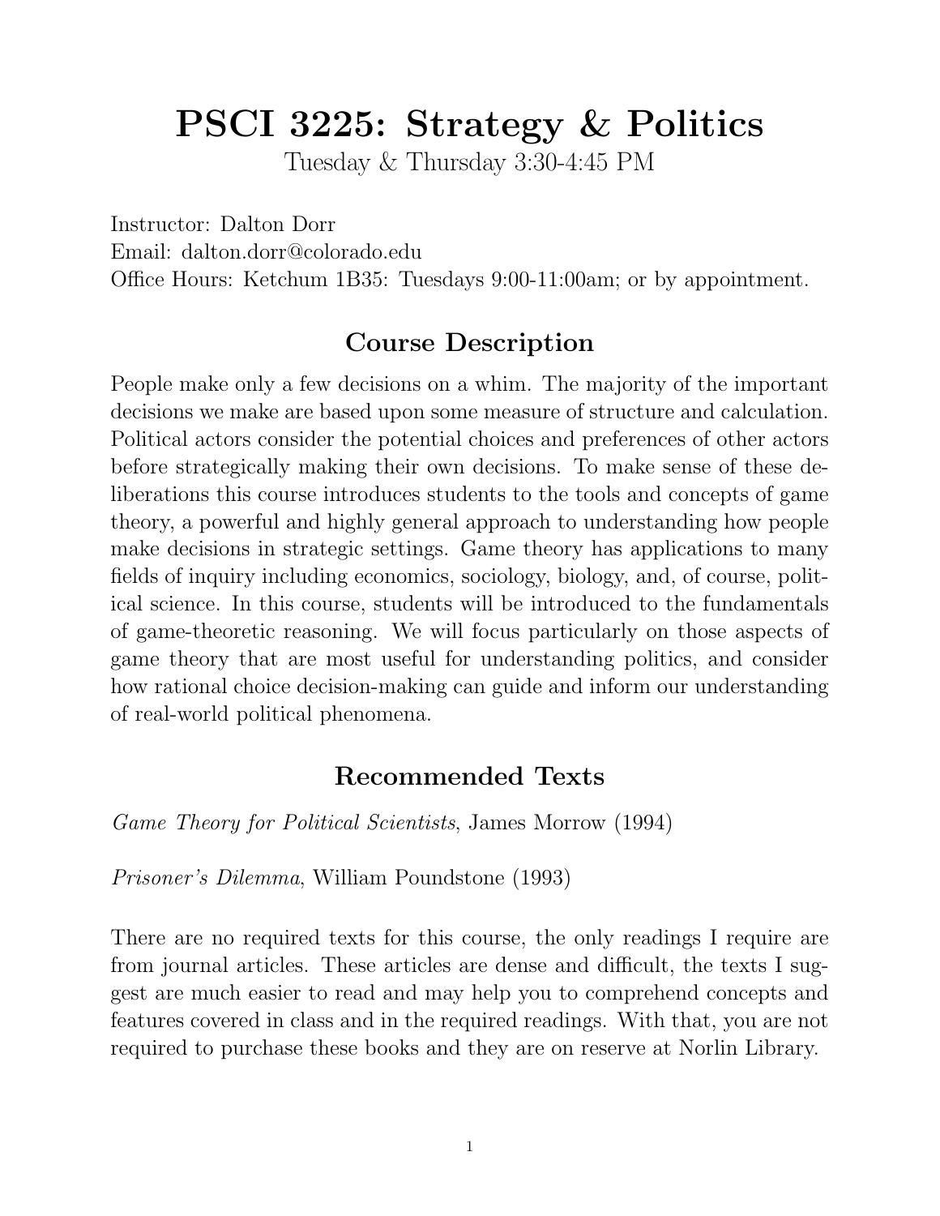# PSCI 3225: Strategy & Politics

Tuesday & Thursday 3:30-4:45 PM

Instructor: Dalton Dorr
Email: dalton.dorr@colorado.edu
Office Hours: Ketchum 1B35: Tuesdays 9:00-11:00am; or by appointment.

## Course Description

People make only a few decisions on a whim. The majority of the important decisions we make are based upon some measure of structure and calculation. Political actors consider the potential choices and preferences of other actors before strategically making their own decisions. To make sense of these deliberations this course introduces students to the tools and concepts of game theory, a powerful and highly general approach to understanding how people make decisions in strategic settings. Game theory has applications to many fields of inquiry including economics, sociology, biology, and, of course, political science. In this course, students will be introduced to the fundamentals of game-theoretic reasoning. We will focus particularly on those aspects of game theory that are most useful for understanding politics, and consider how rational choice decision-making can guide and inform our understanding of real-world political phenomena.

## Recommended Texts

*Game Theory for Political Scientists*, James Morrow (1994)

*Prisoner's Dilemma*, William Poundstone (1993)

There are no required texts for this course, the only readings I require are from journal articles. These articles are dense and difficult, the texts I suggest are much easier to read and may help you to comprehend concepts and features covered in class and in the required readings. With that, you are not required to purchase these books and they are on reserve at Norlin Library.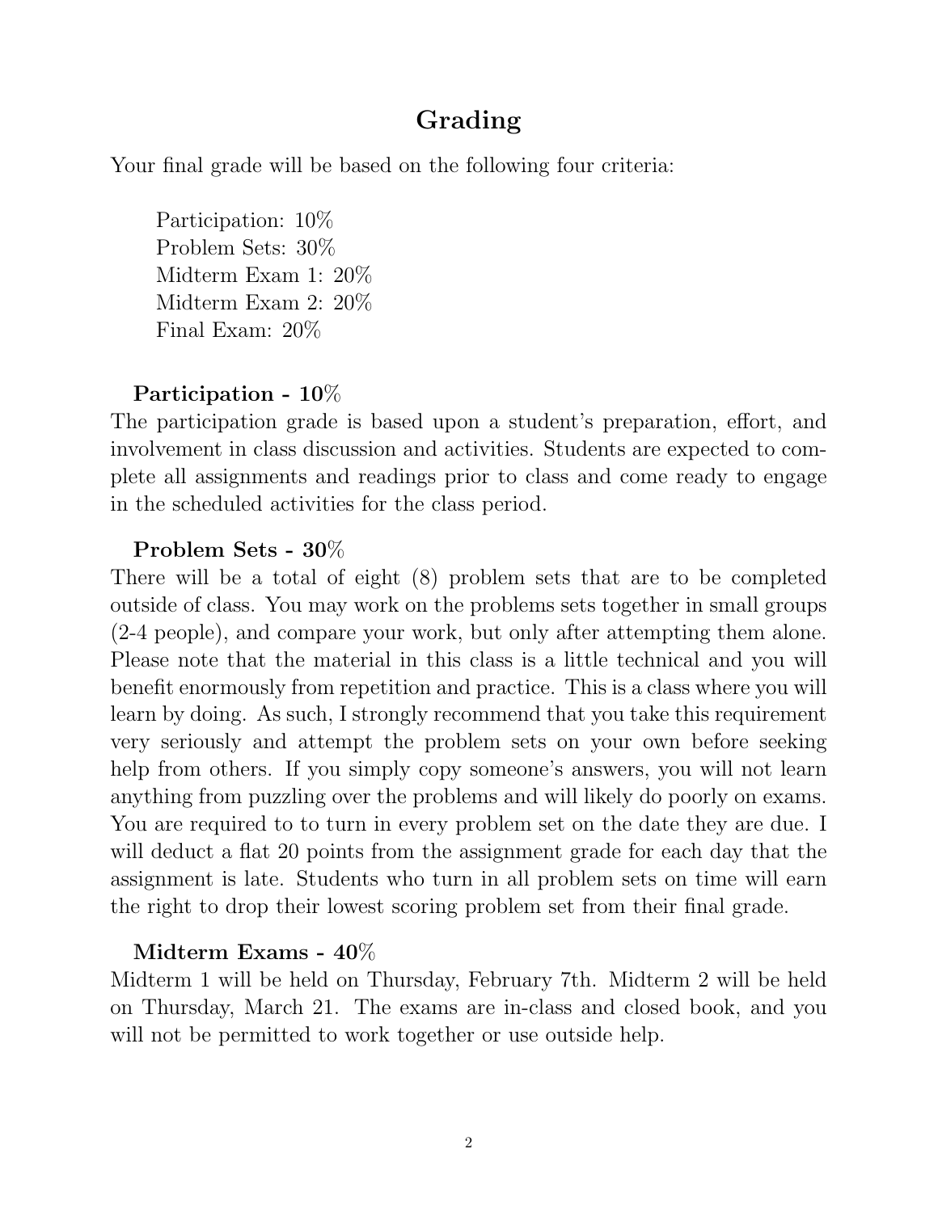## Grading

Your final grade will be based on the following four criteria:

Participation: 10%
Problem Sets: 30%
Midterm Exam 1: 20%
Midterm Exam 2: 20%
Final Exam: 20%

### Participation - 10%

The participation grade is based upon a student's preparation, effort, and involvement in class discussion and activities. Students are expected to complete all assignments and readings prior to class and come ready to engage in the scheduled activities for the class period.

### Problem Sets - 30%

There will be a total of eight (8) problem sets that are to be completed outside of class. You may work on the problems sets together in small groups (2-4 people), and compare your work, but only after attempting them alone. Please note that the material in this class is a little technical and you will benefit enormously from repetition and practice. This is a class where you will learn by doing. As such, I strongly recommend that you take this requirement very seriously and attempt the problem sets on your own before seeking help from others. If you simply copy someone's answers, you will not learn anything from puzzling over the problems and will likely do poorly on exams. You are required to to turn in every problem set on the date they are due. I will deduct a flat 20 points from the assignment grade for each day that the assignment is late. Students who turn in all problem sets on time will earn the right to drop their lowest scoring problem set from their final grade.

### Midterm Exams - 40%

Midterm 1 will be held on Thursday, February 7th. Midterm 2 will be held on Thursday, March 21. The exams are in-class and closed book, and you will not be permitted to work together or use outside help.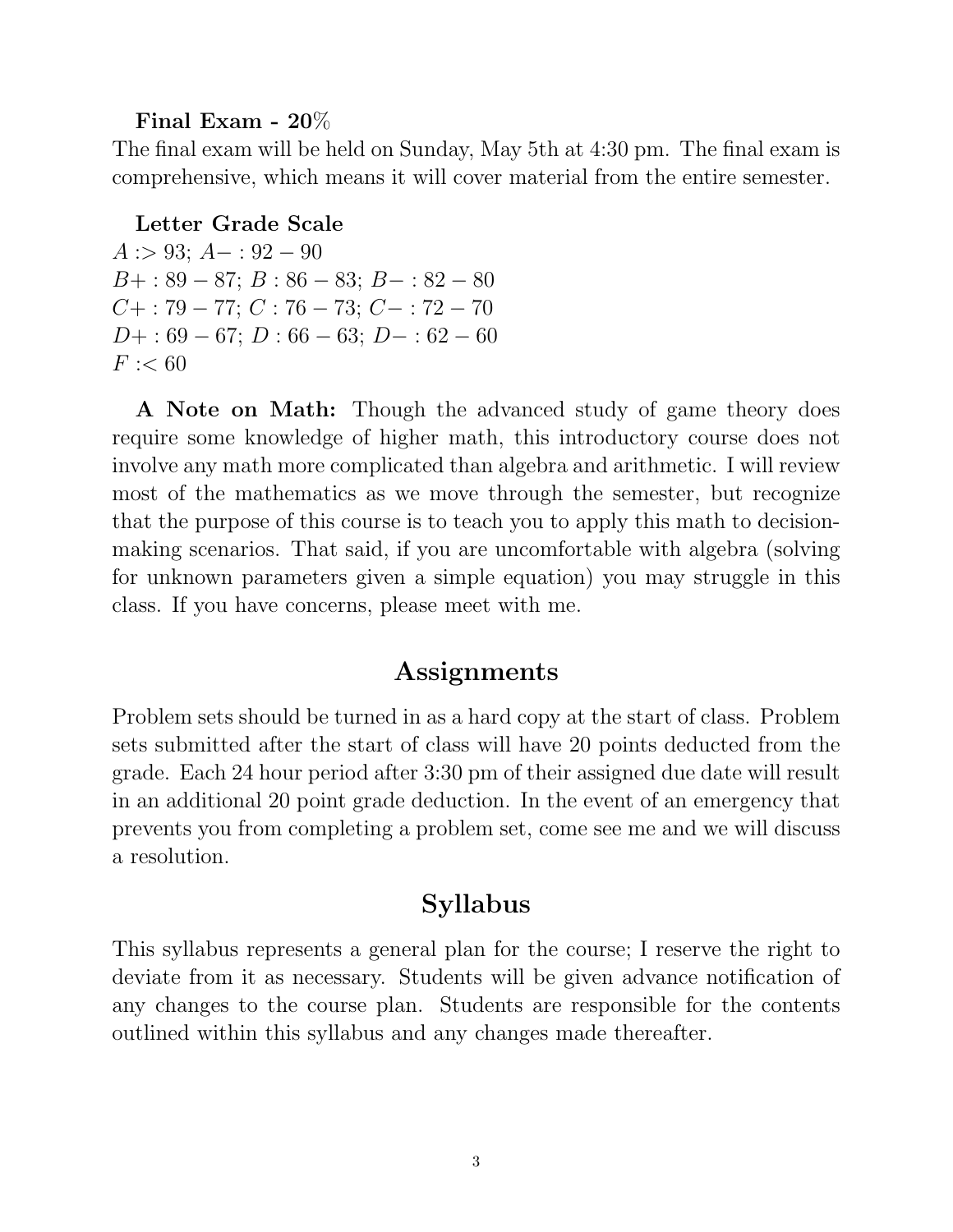**Final Exam - 20%**

The final exam will be held on Sunday, May 5th at 4:30 pm. The final exam is comprehensive, which means it will cover material from the entire semester.

**Letter Grade Scale**

$A :> 93$; $A- : 92 - 90$
$B+ : 89 - 87$; $B : 86 - 83$; $B- : 82 - 80$
$C+ : 79 - 77$; $C : 76 - 73$; $C- : 72 - 70$
$D+ : 69 - 67$; $D : 66 - 63$; $D- : 62 - 60$
$F :< 60$

**A Note on Math:** Though the advanced study of game theory does require some knowledge of higher math, this introductory course does not involve any math more complicated than algebra and arithmetic. I will review most of the mathematics as we move through the semester, but recognize that the purpose of this course is to teach you to apply this math to decision-making scenarios. That said, if you are uncomfortable with algebra (solving for unknown parameters given a simple equation) you may struggle in this class. If you have concerns, please meet with me.

## Assignments

Problem sets should be turned in as a hard copy at the start of class. Problem sets submitted after the start of class will have 20 points deducted from the grade. Each 24 hour period after 3:30 pm of their assigned due date will result in an additional 20 point grade deduction. In the event of an emergency that prevents you from completing a problem set, come see me and we will discuss a resolution.

## Syllabus

This syllabus represents a general plan for the course; I reserve the right to deviate from it as necessary. Students will be given advance notification of any changes to the course plan. Students are responsible for the contents outlined within this syllabus and any changes made thereafter.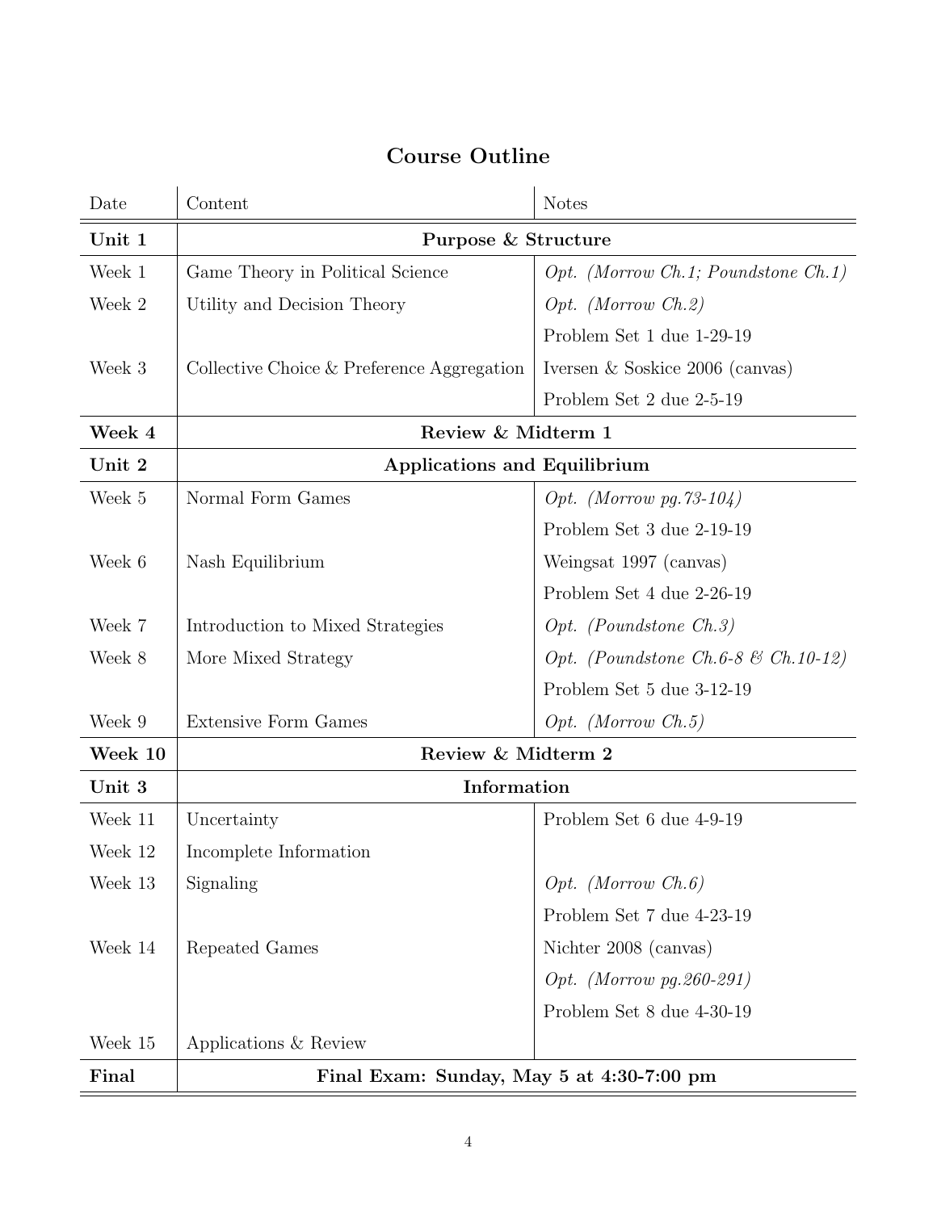## Course Outline

| Date | Content | Notes |
|---|---|---|
| **Unit 1** | **Purpose & Structure** | |
| Week 1 | Game Theory in Political Science | *Opt. (Morrow Ch.1; Poundstone Ch.1)* |
| Week 2 | Utility and Decision Theory | *Opt. (Morrow Ch.2)* |
| | | Problem Set 1 due 1-29-19 |
| Week 3 | Collective Choice & Preference Aggregation | Iversen & Soskice 2006 (canvas) |
| | | Problem Set 2 due 2-5-19 |
| **Week 4** | **Review & Midterm 1** | |
| **Unit 2** | **Applications and Equilibrium** | |
| Week 5 | Normal Form Games | *Opt. (Morrow pg.73-104)* |
| | | Problem Set 3 due 2-19-19 |
| Week 6 | Nash Equilibrium | Weingsat 1997 (canvas) |
| | | Problem Set 4 due 2-26-19 |
| Week 7 | Introduction to Mixed Strategies | *Opt. (Poundstone Ch.3)* |
| Week 8 | More Mixed Strategy | *Opt. (Poundstone Ch.6-8 & Ch.10-12)* |
| | | Problem Set 5 due 3-12-19 |
| Week 9 | Extensive Form Games | *Opt. (Morrow Ch.5)* |
| **Week 10** | **Review & Midterm 2** | |
| **Unit 3** | **Information** | |
| Week 11 | Uncertainty | Problem Set 6 due 4-9-19 |
| Week 12 | Incomplete Information | |
| Week 13 | Signaling | *Opt. (Morrow Ch.6)* |
| | | Problem Set 7 due 4-23-19 |
| Week 14 | Repeated Games | Nichter 2008 (canvas) |
| | | *Opt. (Morrow pg.260-291)* |
| | | Problem Set 8 due 4-30-19 |
| Week 15 | Applications & Review | |
| **Final** | **Final Exam: Sunday, May 5 at 4:30-7:00 pm** | |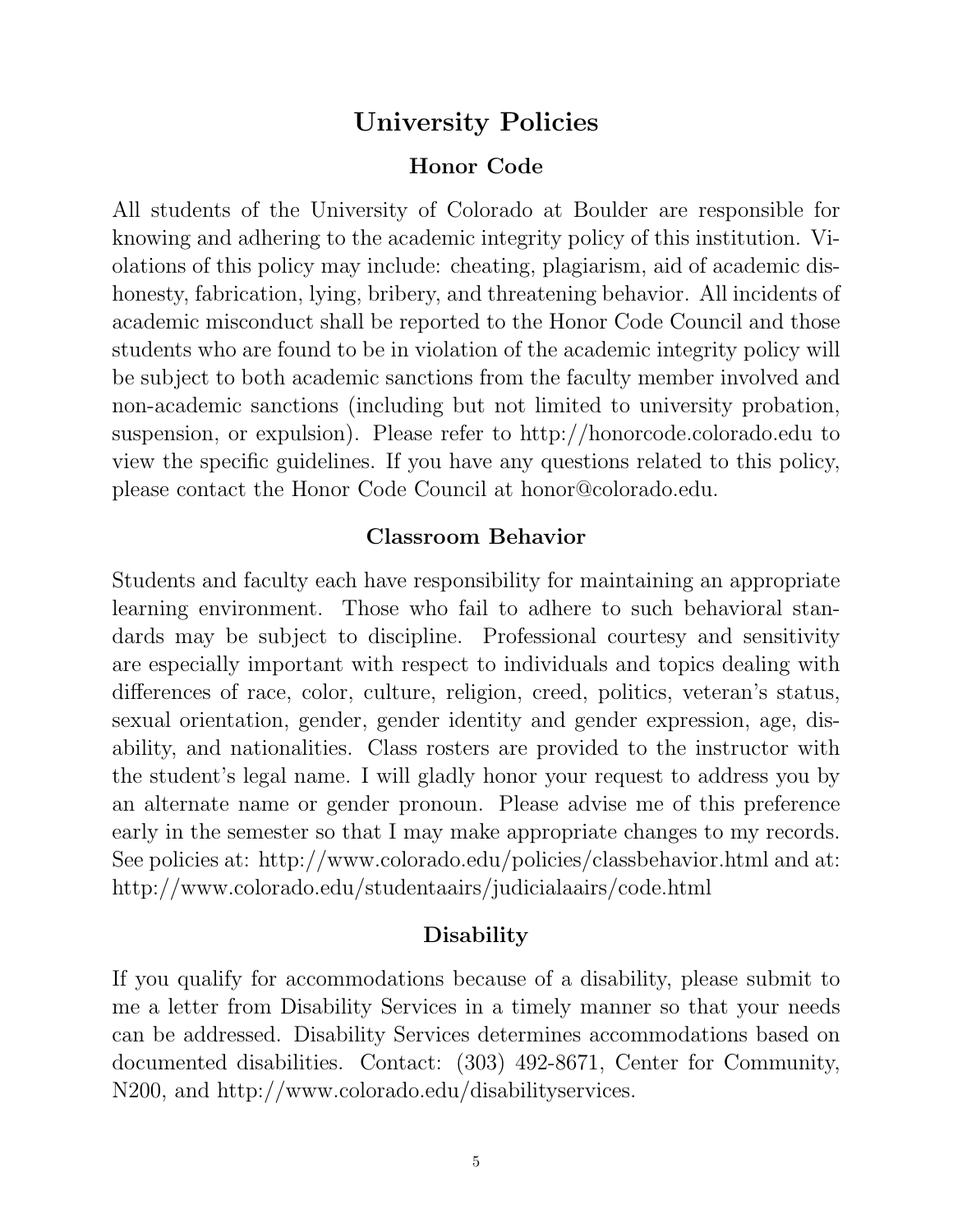# University Policies

## Honor Code

All students of the University of Colorado at Boulder are responsible for knowing and adhering to the academic integrity policy of this institution. Violations of this policy may include: cheating, plagiarism, aid of academic dishonesty, fabrication, lying, bribery, and threatening behavior. All incidents of academic misconduct shall be reported to the Honor Code Council and those students who are found to be in violation of the academic integrity policy will be subject to both academic sanctions from the faculty member involved and non-academic sanctions (including but not limited to university probation, suspension, or expulsion). Please refer to http://honorcode.colorado.edu to view the specific guidelines. If you have any questions related to this policy, please contact the Honor Code Council at honor@colorado.edu.

## Classroom Behavior

Students and faculty each have responsibility for maintaining an appropriate learning environment. Those who fail to adhere to such behavioral standards may be subject to discipline. Professional courtesy and sensitivity are especially important with respect to individuals and topics dealing with differences of race, color, culture, religion, creed, politics, veteran's status, sexual orientation, gender, gender identity and gender expression, age, disability, and nationalities. Class rosters are provided to the instructor with the student's legal name. I will gladly honor your request to address you by an alternate name or gender pronoun. Please advise me of this preference early in the semester so that I may make appropriate changes to my records. See policies at: http://www.colorado.edu/policies/classbehavior.html and at: http://www.colorado.edu/studentaairs/judicialaairs/code.html

## Disability

If you qualify for accommodations because of a disability, please submit to me a letter from Disability Services in a timely manner so that your needs can be addressed. Disability Services determines accommodations based on documented disabilities. Contact: (303) 492-8671, Center for Community, N200, and http://www.colorado.edu/disabilityservices.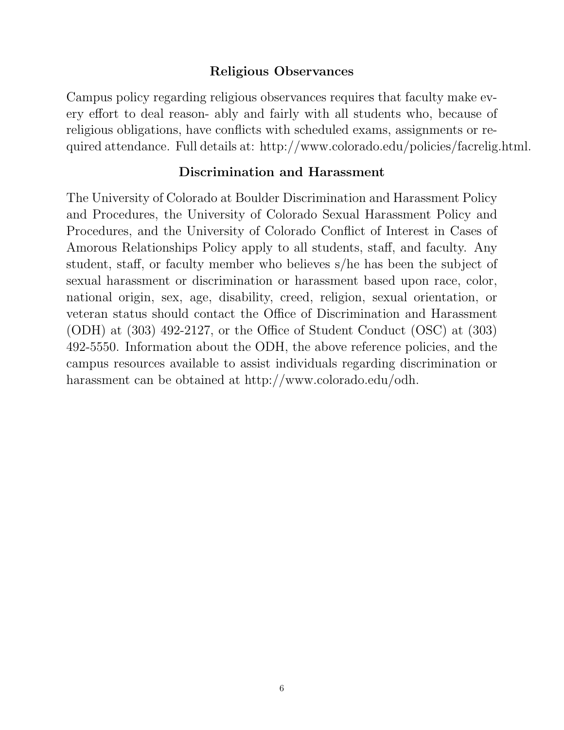## Religious Observances

Campus policy regarding religious observances requires that faculty make every effort to deal reason- ably and fairly with all students who, because of religious obligations, have conflicts with scheduled exams, assignments or required attendance. Full details at: http://www.colorado.edu/policies/facrelig.html.

## Discrimination and Harassment

The University of Colorado at Boulder Discrimination and Harassment Policy and Procedures, the University of Colorado Sexual Harassment Policy and Procedures, and the University of Colorado Conflict of Interest in Cases of Amorous Relationships Policy apply to all students, staff, and faculty. Any student, staff, or faculty member who believes s/he has been the subject of sexual harassment or discrimination or harassment based upon race, color, national origin, sex, age, disability, creed, religion, sexual orientation, or veteran status should contact the Office of Discrimination and Harassment (ODH) at (303) 492-2127, or the Office of Student Conduct (OSC) at (303) 492-5550. Information about the ODH, the above reference policies, and the campus resources available to assist individuals regarding discrimination or harassment can be obtained at http://www.colorado.edu/odh.